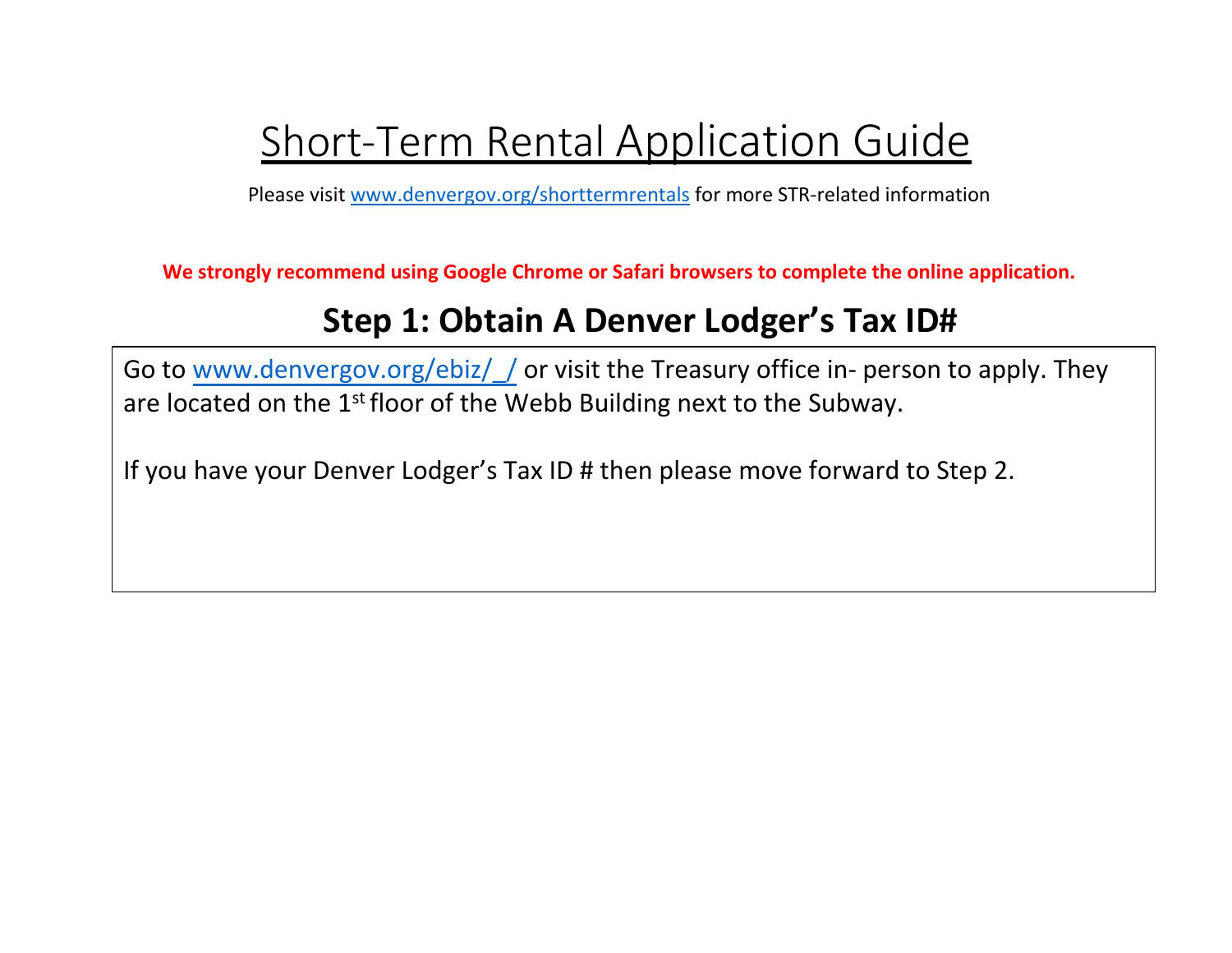# Short-Term Rental Application Guide

Please visit www.denvergov.org/shorttermrentals for more STR-related information

**We strongly recommend using Google Chrome or Safari browsers to complete the online application.**

## Step 1: Obtain A Denver Lodger's Tax ID#

Go to www.denvergov.org/ebiz/_/ or visit the Treasury office in- person to apply. They are located on the 1st floor of the Webb Building next to the Subway.

If you have your Denver Lodger's Tax ID # then please move forward to Step 2.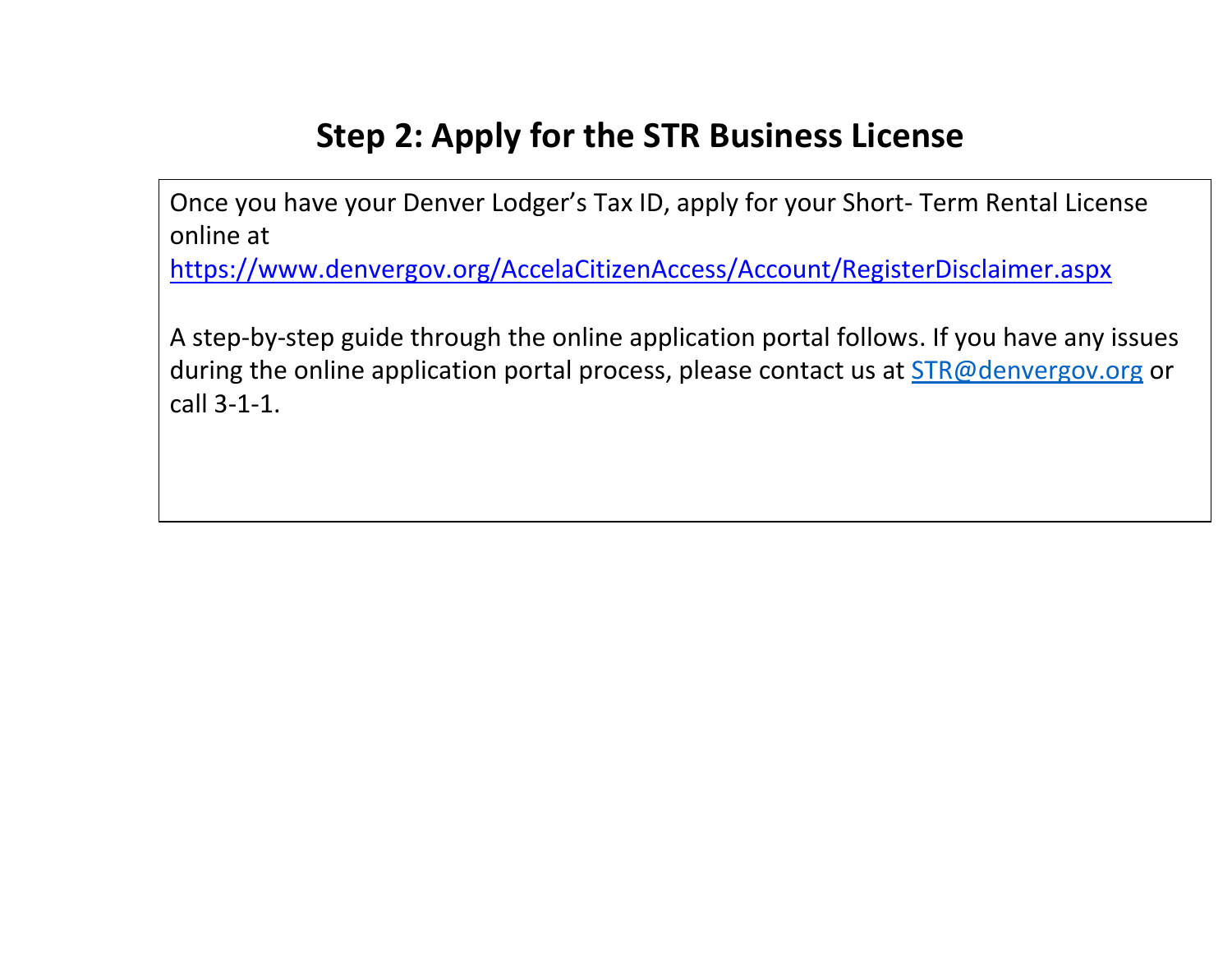# Step 2: Apply for the STR Business License

Once you have your Denver Lodger's Tax ID, apply for your Short- Term Rental License online at
https://www.denvergov.org/AccelaCitizenAccess/Account/RegisterDisclaimer.aspx

A step-by-step guide through the online application portal follows. If you have any issues during the online application portal process, please contact us at STR@denvergov.org or call 3-1-1.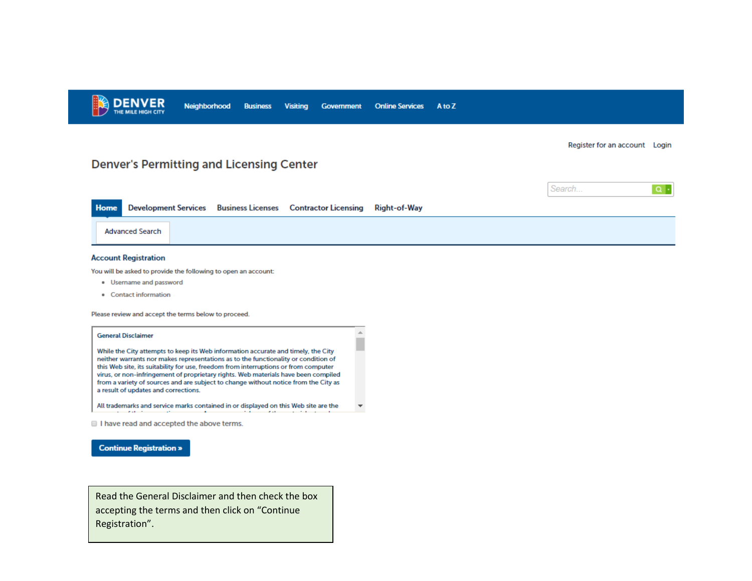DENVER
THE MILE HIGH CITY

Neighborhood Business Visiting Government Online Services A to Z

Register for an account Login

## Denver's Permitting and Licensing Center

Search...

Home Development Services Business Licenses Contractor Licensing Right-of-Way

Advanced Search

### Account Registration

You will be asked to provide the following to open an account:

- Username and password
- Contact information

Please review and accept the terms below to proceed.

**General Disclaimer**

While the City attempts to keep its Web information accurate and timely, the City neither warrants nor makes representations as to the functionality or condition of this Web site, its suitability for use, freedom from interruptions or from computer virus, or non-infringement of proprietary rights. Web materials have been compiled from a variety of sources and are subject to change without notice from the City as a result of updates and corrections.

All trademarks and service marks contained in or displayed on this Web site are the

☐ I have read and accepted the above terms.

**Continue Registration »**

Read the General Disclaimer and then check the box accepting the terms and then click on "Continue Registration".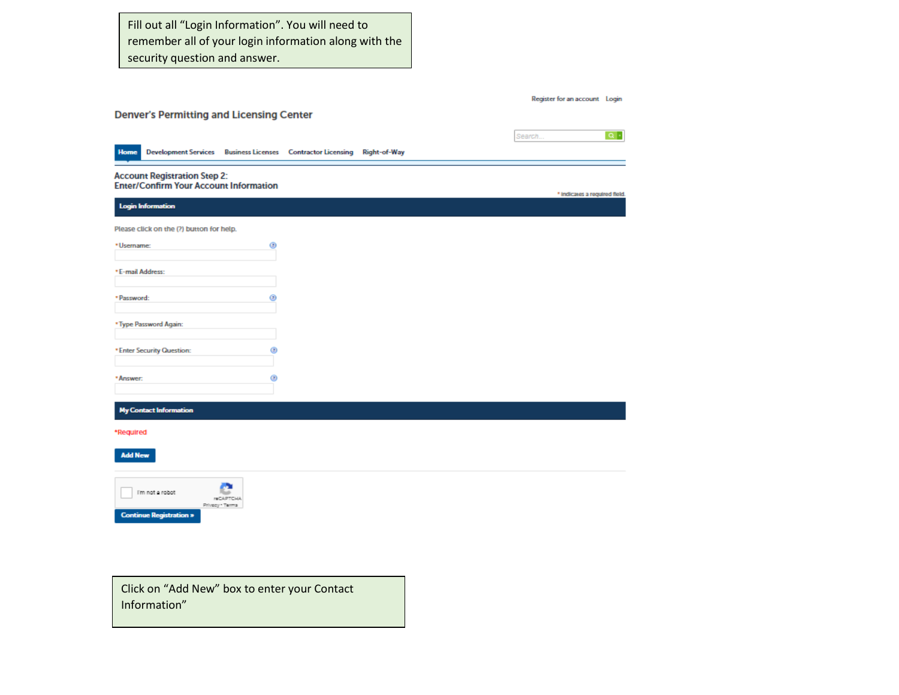Fill out all “Login Information”. You will need to remember all of your login information along with the security question and answer.

Register for an account Login

Denver's Permitting and Licensing Center

Search...

Home | Development Services | Business Licenses | Contractor Licensing | Right-of-Way

**Account Registration Step 2:**
**Enter/Confirm Your Account Information**

* indicates a required field.

**Login Information**

Please click on the (?) button for help.

*Username:

*E-mail Address:

*Password:

*Type Password Again:

*Enter Security Question:

*Answer:

**My Contact Information**

*Required

Add New

I'm not a robot

reCAPTCHA
Privacy - Terms

Continue Registration »

Click on “Add New” box to enter your Contact Information”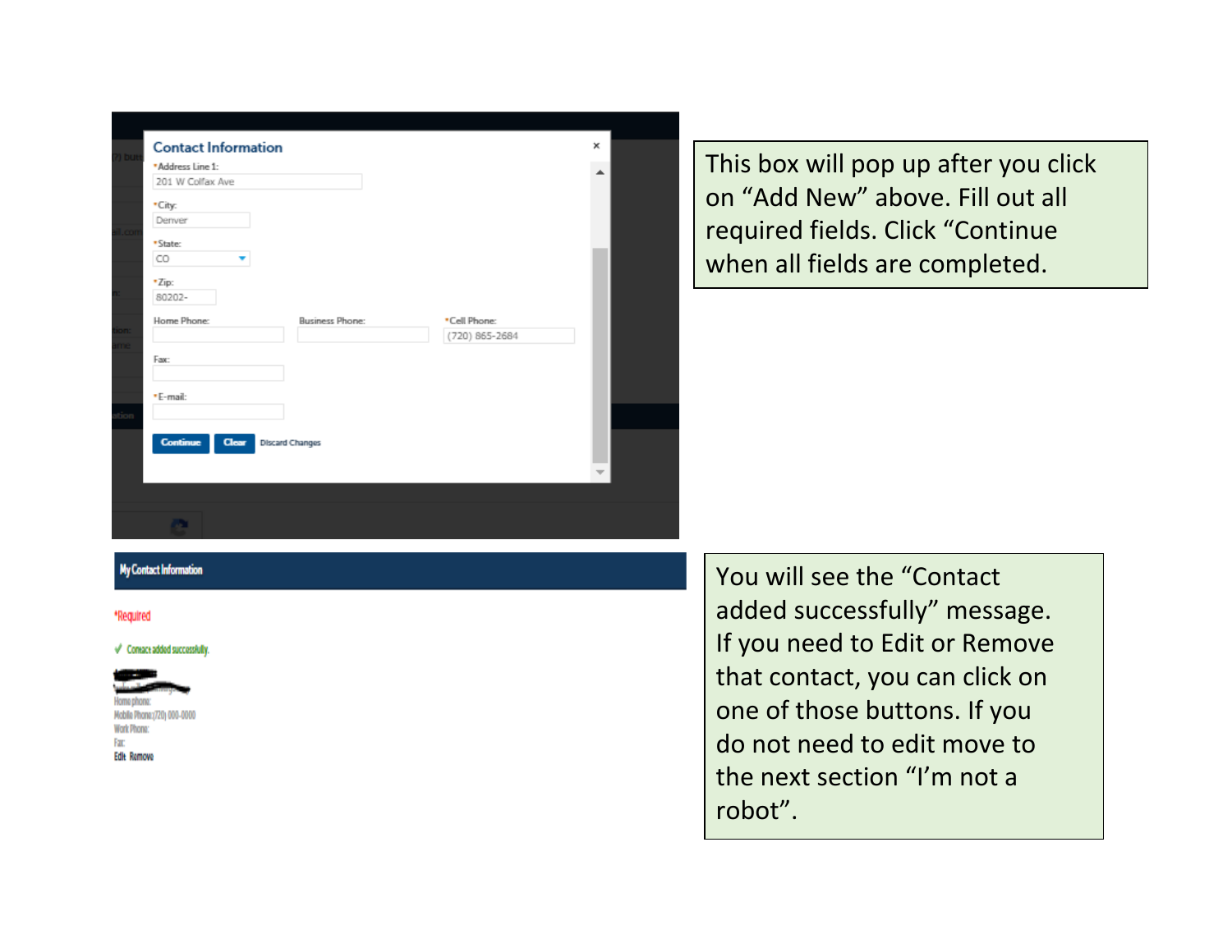This box will pop up after you click on “Add New” above. Fill out all required fields. Click “Continue when all fields are completed.

You will see the “Contact added successfully” message. If you need to Edit or Remove that contact, you can click on one of those buttons. If you do not need to edit move to the next section “I’m not a robot”.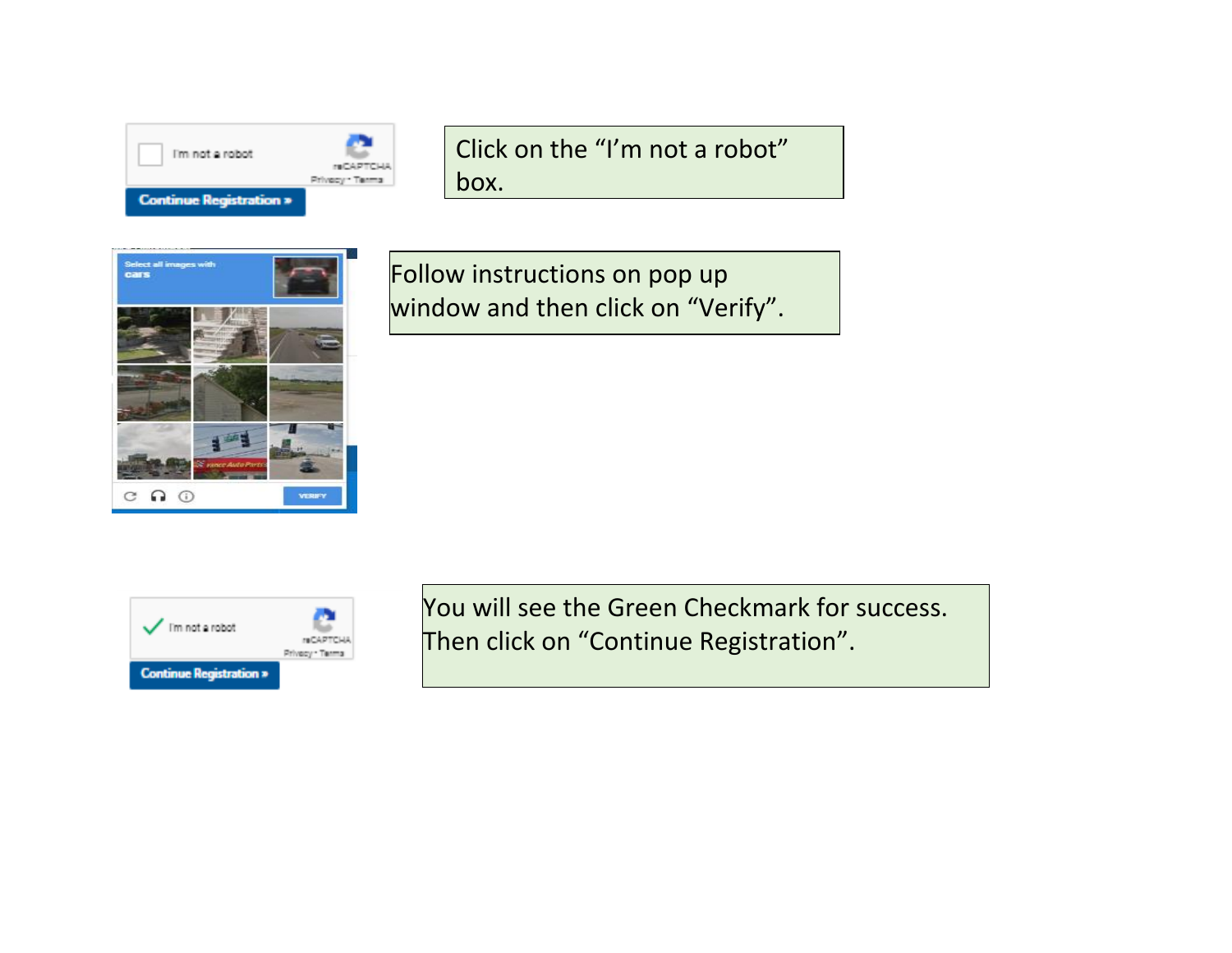Click on the “I’m not a robot” box.

Follow instructions on pop up window and then click on “Verify”.

You will see the Green Checkmark for success. Then click on “Continue Registration”.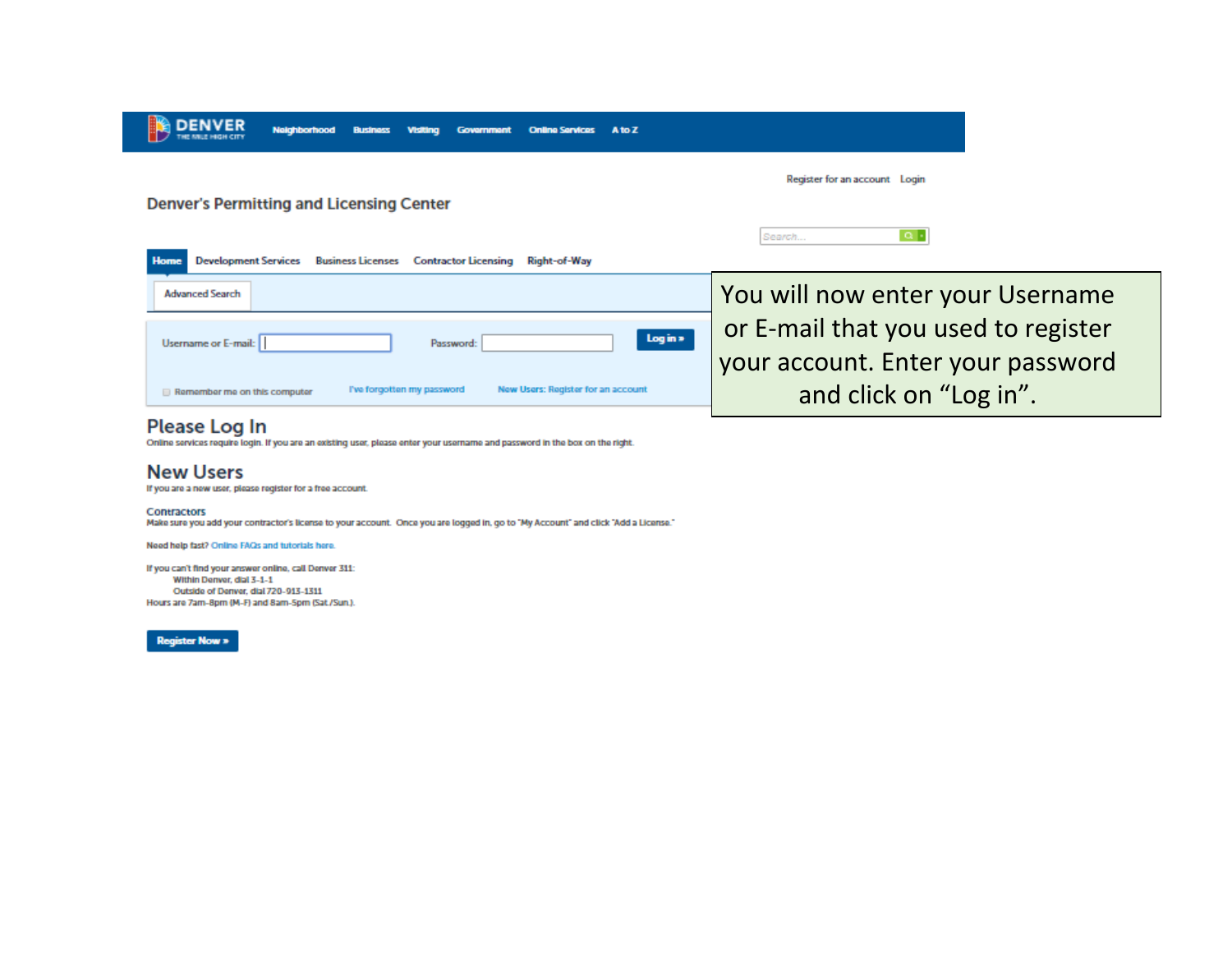DENVER
THE MILE HIGH CITY

Neighborhood Business Visiting Government Online Services A to Z

Register for an account Login

Denver's Permitting and Licensing Center

Search...

Home Development Services Business Licenses Contractor Licensing Right-of-Way

Advanced Search

Username or E-mail: Password: Log in »

Remember me on this computer I've forgotten my password New Users: Register for an account

## Please Log In

Online services require login. If you are an existing user, please enter your username and password in the box on the right.

## New Users

If you are a new user, please register for a free account.

Contractors

Make sure you add your contractor's license to your account. Once you are logged in, go to "My Account" and click "Add a License."

Need help fast? Online FAQs and tutorials here.

If you can't find your answer online, call Denver 311:
Within Denver, dial 3-1-1
Outside of Denver, dial 720-913-1311
Hours are 7am-8pm (M-F) and 8am-5pm (Sat./Sun.).

Register Now »

You will now enter your Username or E-mail that you used to register your account. Enter your password and click on "Log in".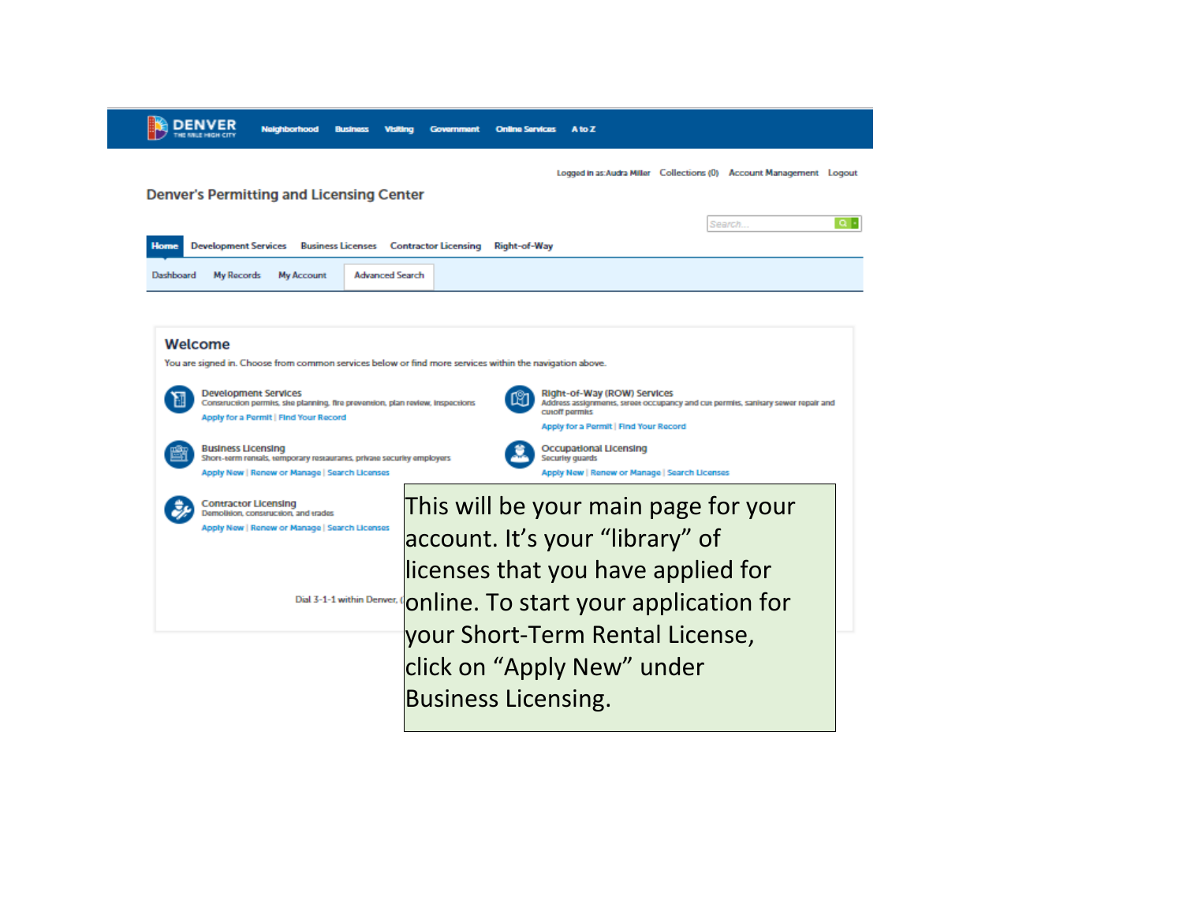DENVER
THE MILE HIGH CITY

Neighborhood | Business | Visiting | Government | Online Services | A to Z

Logged in as: Audra Miller | Collections (0) | Account Management | Logout

Denver's Permitting and Licensing Center

Search...

Home | Development Services | Business Licenses | Contractor Licensing | Right-of-Way

Dashboard | My Records | My Account | Advanced Search

## Welcome

You are signed in. Choose from common services below or find more services within the navigation above.

**Development Services**
Construction permits, site planning, fire prevention, plan review, inspections
Apply for a Permit | Find Your Record

**Right-of-Way (ROW) Services**
Address assignments, street occupancy and cut permits, sanitary sewer repair and cutoff permits
Apply for a Permit | Find Your Record

**Business Licensing**
Short-term rentals, temporary restaurants, private security employers
Apply New | Renew or Manage | Search Licenses

**Occupational Licensing**
Security guards
Apply New | Renew or Manage | Search Licenses

**Contractor Licensing**
Demolition, construction, and trades
Apply New | Renew or Manage | Search Licenses

Dial 3-1-1 within Denver,

This will be your main page for your account. It's your "library" of licenses that you have applied for online. To start your application for your Short-Term Rental License, click on "Apply New" under Business Licensing.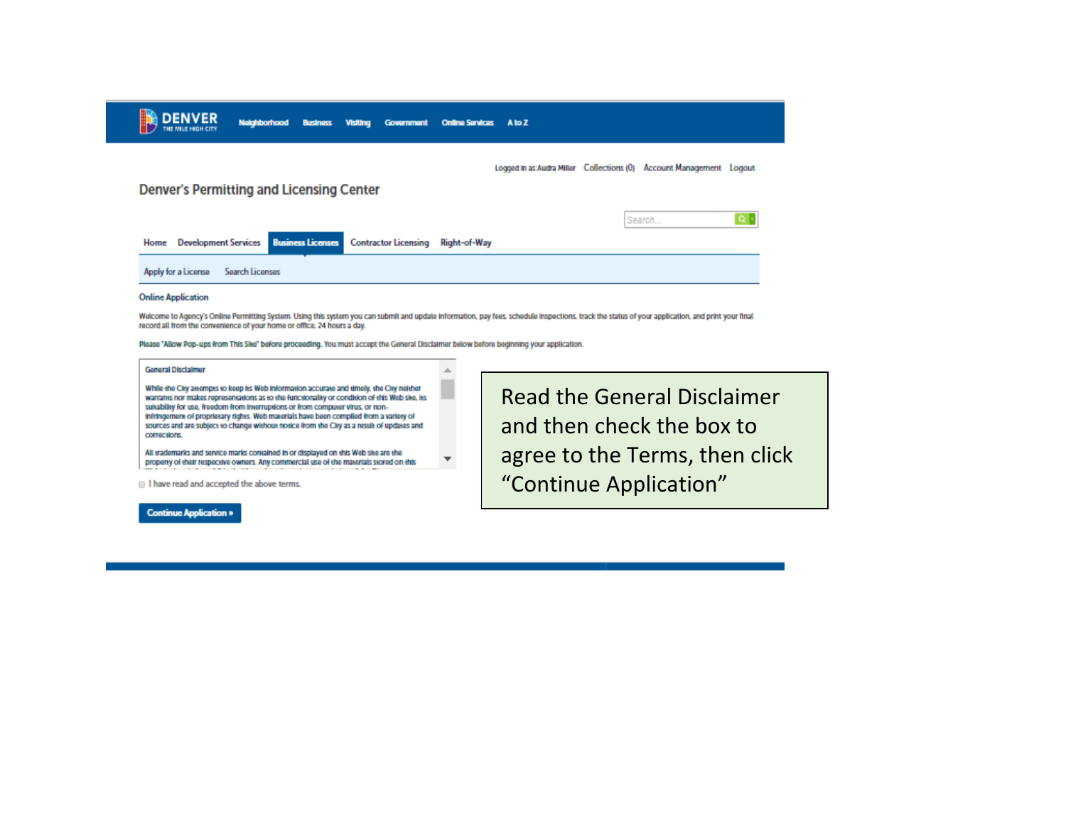DENVER
THE MILE HIGH CITY

Neighborhood Business Visiting Government Online Services A to Z

Logged in as: Audra Miller Collections (0) Account Management Logout

## Denver's Permitting and Licensing Center

Search...

Home Development Services Business Licenses Contractor Licensing Right-of-Way

Apply for a License Search Licenses

### Online Application

Welcome to Agency's Online Permitting System. Using this system you can submit and update information, pay fees, schedule inspections, track the status of your application, and print your final record all from the convenience of your home or office, 24 hours a day.

Please "Allow Pop-ups from This Site" before proceeding. You must accept the General Disclaimer below before beginning your application.

**General Disclaimer**

While the City attempts to keep its Web information accurate and timely, the City neither warrants nor makes representations as to the functionality or condition of this Web site, its suitability for use, freedom from interruptions or from computer virus, or non-infringement of proprietary rights. Web materials have been compiled from a variety of sources and are subject to change without notice from the City as a result of updates and corrections.

All trademarks and service marks contained in or displayed on this Web site are the property of their respective owners. Any commercial use of the materials stored on this

☐ I have read and accepted the above terms.

Continue Application »

Read the General Disclaimer and then check the box to agree to the Terms, then click "Continue Application"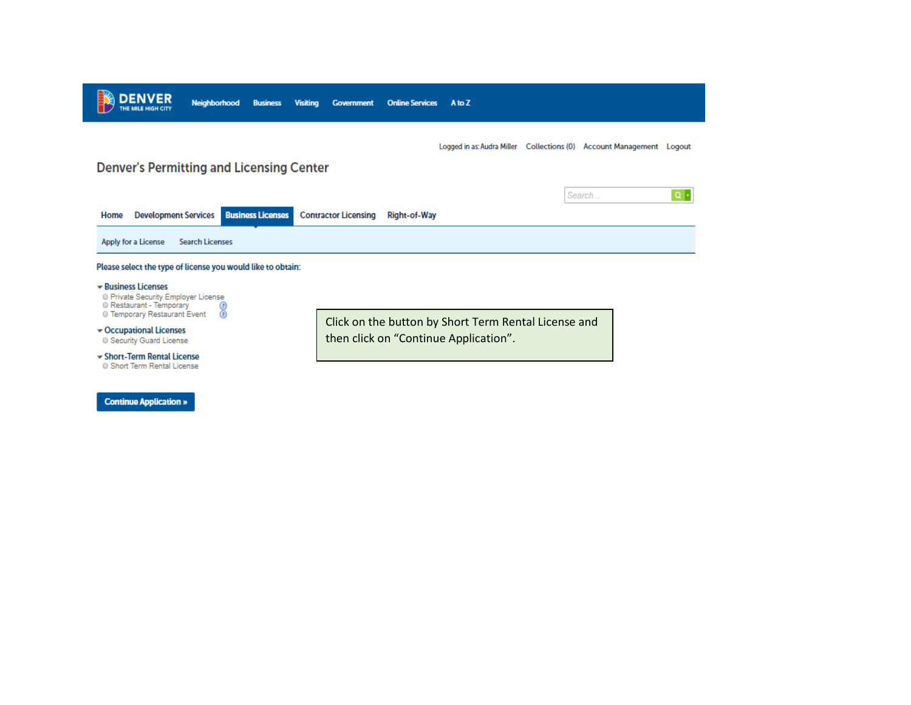DENVER THE MILE HIGH CITY Neighborhood Business Visiting Government Online Services A to Z

Logged in as: Audra Miller Collections (0) Account Management Logout

## Denver's Permitting and Licensing Center

Search...

Home Development Services **Business Licenses** Contractor Licensing Right-of-Way

Apply for a License Search Licenses

Please select the type of license you would like to obtain:

- **Business Licenses**
  - Private Security Employer License
  - Restaurant - Temporary
  - Temporary Restaurant Event
- **Occupational Licenses**
  - Security Guard License
- **Short-Term Rental License**
  - Short Term Rental License

**Continue Application »**

Click on the button by Short Term Rental License and then click on "Continue Application".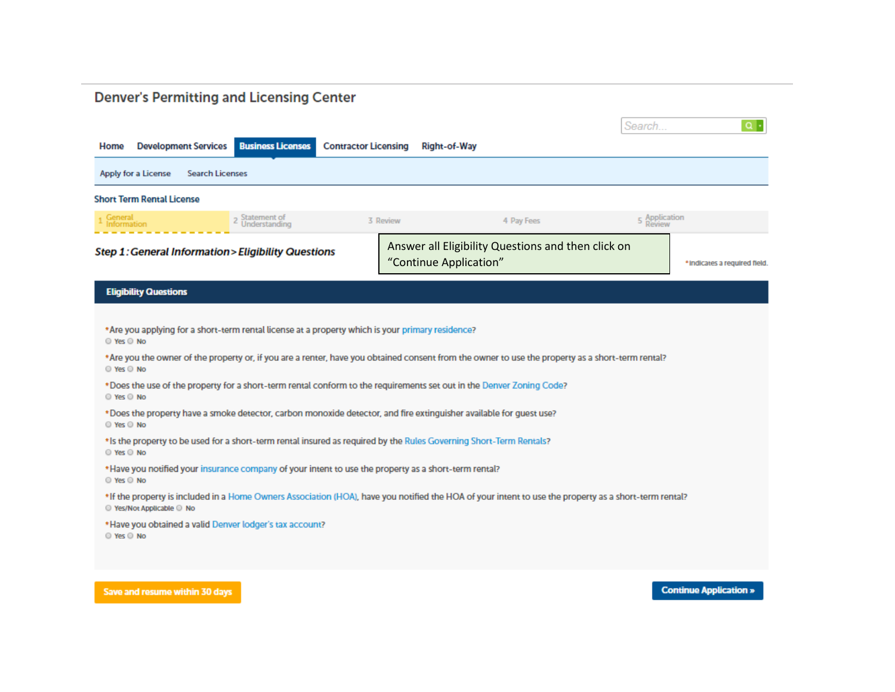# Denver's Permitting and Licensing Center

Search...

Home | Development Services | **Business Licenses** | Contractor Licensing | Right-of-Way

Apply for a License | Search Licenses

Short Term Rental License

1 General Information | 2 Statement of Understanding | 3 Review | 4 Pay Fees | 5 Application Review

***Step 1 : General Information > Eligibility Questions***

Answer all Eligibility Questions and then click on "Continue Application"

\* indicates a required field.

## Eligibility Questions

\*Are you applying for a short-term rental license at a property which is your primary residence?
○ Yes ○ No

\*Are you the owner of the property or, if you are a renter, have you obtained consent from the owner to use the property as a short-term rental?
○ Yes ○ No

\*Does the use of the property for a short-term rental conform to the requirements set out in the Denver Zoning Code?
○ Yes ○ No

\*Does the property have a smoke detector, carbon monoxide detector, and fire extinguisher available for guest use?
○ Yes ○ No

\*Is the property to be used for a short-term rental insured as required by the Rules Governing Short-Term Rentals?
○ Yes ○ No

\*Have you notified your insurance company of your intent to use the property as a short-term rental?
○ Yes ○ No

\*If the property is included in a Home Owners Association (HOA), have you notified the HOA of your intent to use the property as a short-term rental?
○ Yes/Not Applicable ○ No

\*Have you obtained a valid Denver lodger's tax account?
○ Yes ○ No

Save and resume within 30 days | Continue Application »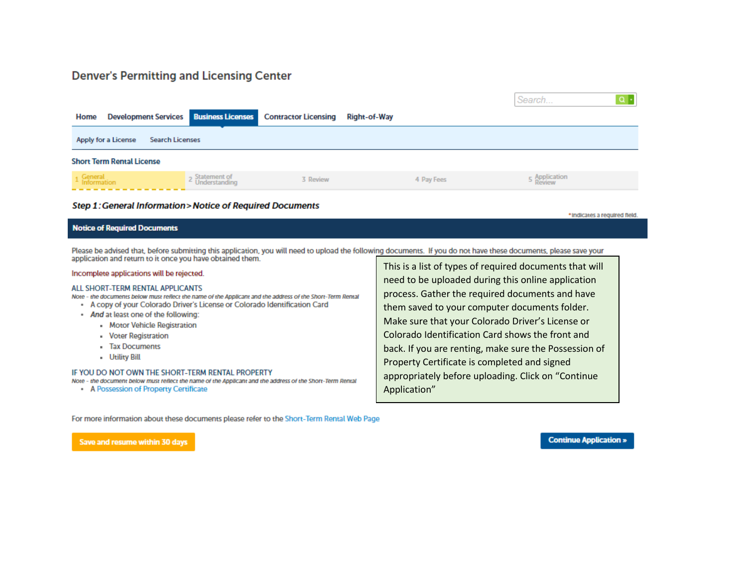# Denver's Permitting and Licensing Center

Search...

Home | Development Services | **Business Licenses** | Contractor Licensing | Right-of-Way

Apply for a License | Search Licenses

**Short Term Rental License**

1 General Information | 2 Statement of Understanding | 3 Review | 4 Pay Fees | 5 Application Review

***Step 1: General Information > Notice of Required Documents***

\* indicates a required field.

**Notice of Required Documents**

Please be advised that, before submitting this application, you will need to upload the following documents. If you do not have these documents, please save your application and return to it once you have obtained them.

Incomplete applications will be rejected.

ALL SHORT-TERM RENTAL APPLICANTS

*Note - the documents below must reflect the name of the Applicant and the address of the Short-Term Rental*

- A copy of your Colorado Driver's License or Colorado Identification Card
- *And* at least one of the following:
  - Motor Vehicle Registration
  - Voter Registration
  - Tax Documents
  - Utility Bill

IF YOU DO NOT OWN THE SHORT-TERM RENTAL PROPERTY

*Note - the document below must reflect the name of the Applicant and the address of the Short-Term Rental*

- A Possession of Property Certificate

This is a list of types of required documents that will need to be uploaded during this online application process. Gather the required documents and have them saved to your computer documents folder. Make sure that your Colorado Driver's License or Colorado Identification Card shows the front and back. If you are renting, make sure the Possession of Property Certificate is completed and signed appropriately before uploading. Click on "Continue Application"

For more information about these documents please refer to the Short-Term Rental Web Page

Save and resume within 30 days | Continue Application »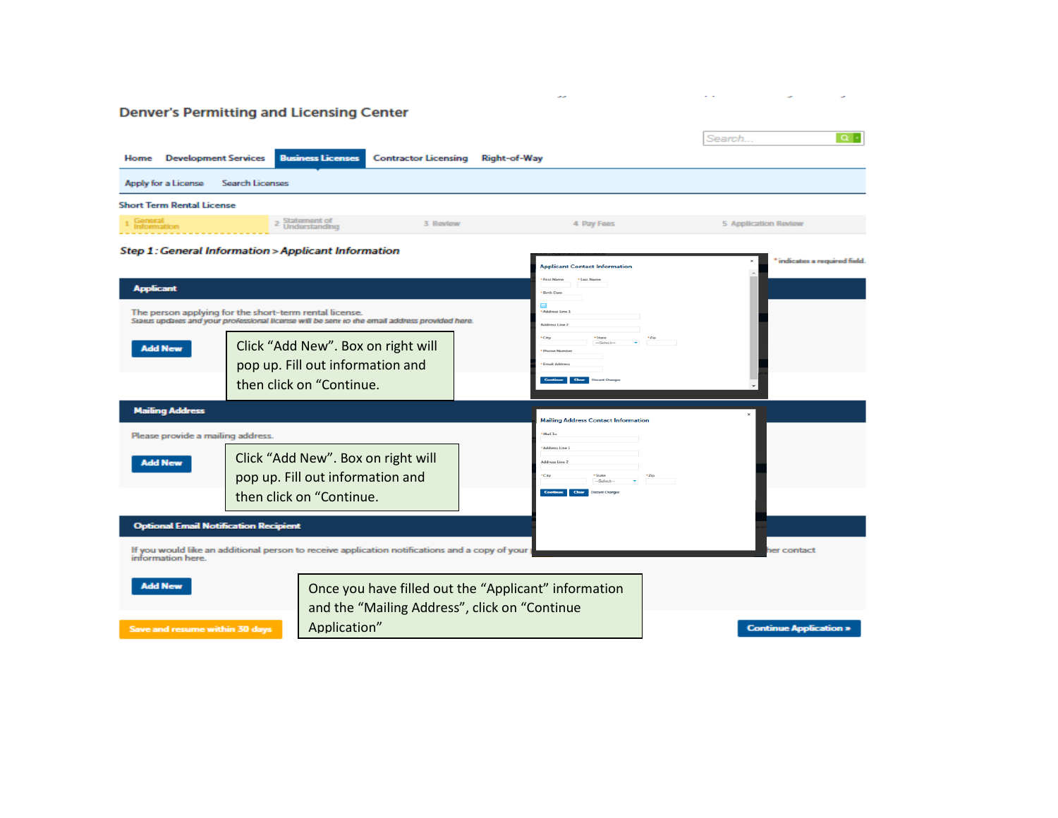Denver's Permitting and Licensing Center

Search...

Home | Development Services | Business Licenses | Contractor Licensing | Right-of-Way

Apply for a License | Search Licenses

Short Term Rental License

1 General Information | 2 Statement of Understanding | 3 Review | 4 Pay Fees | 5 Application Review

*Step 1 : General Information > Applicant Information*

\* indicates a required field.

**Applicant**

The person applying for the short-term rental license.
Status updates and your professional license will be sent to the email address provided here.

Add New

Click "Add New". Box on right will pop up. Fill out information and then click on "Continue.

Applicant Contact Information
- \* First Name
- \* Last Name
- \* Birth Date
- \* Address Line 1
- Address Line 2
- \* City
- \* State --Select--
- \* Zip
- \* Phone Number
- \* Email Address

Continue | Clear | Discard Changes

**Mailing Address**

Please provide a mailing address.

Add New

Click "Add New". Box on right will pop up. Fill out information and then click on "Continue.

Mailing Address Contact Information
- \* Mail To
- \* Address Line 1
- Address Line 2
- \* City
- \* State --Select--
- \* Zip

Continue | Clear | Discard Changes

**Optional Email Notification Recipient**

If you would like an additional person to receive application notifications and a copy of your ... her contact information here.

Add New

Once you have filled out the "Applicant" information and the "Mailing Address", click on "Continue Application"

Save and resume within 30 days

Continue Application »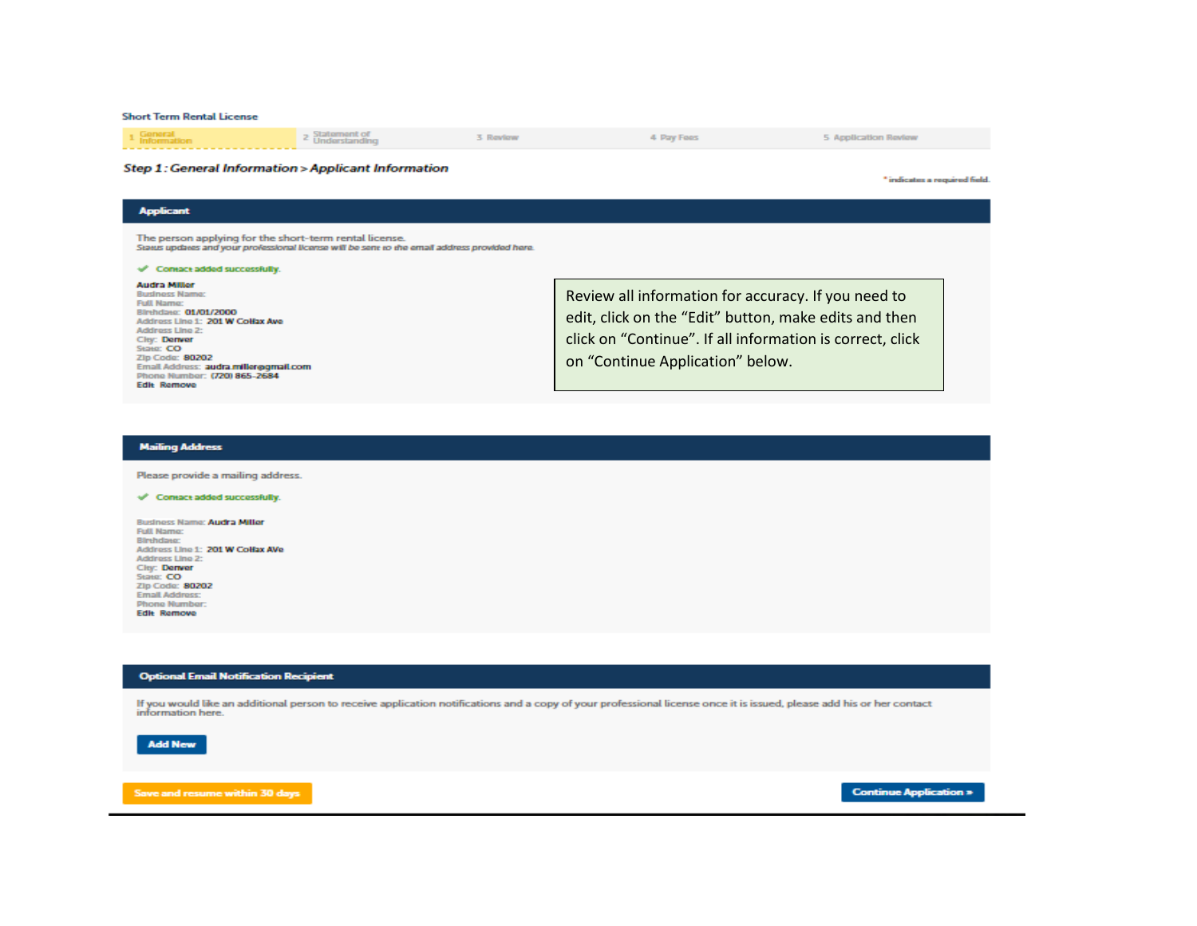Short Term Rental License

1 General Information | 2 Statement of Understanding | 3 Review | 4 Pay Fees | 5 Application Review

***Step 1 : General Information > Applicant Information***

\* indicates a required field.

**Applicant**

The person applying for the short-term rental license.
*Status updates and your professional license will be sent to the email address provided here.*

✔ Contact added successfully.

**Audra Miller**
Business Name:
Full Name:
Birthdate: 01/01/2000
Address Line 1: 201 W Colfax Ave
Address Line 2:
City: Denver
State: CO
Zip Code: 80202
Email Address: audra.miller@gmail.com
Phone Number: (720) 865-2684
Edit Remove

Review all information for accuracy. If you need to edit, click on the “Edit” button, make edits and then click on “Continue”. If all information is correct, click on “Continue Application” below.

**Mailing Address**

Please provide a mailing address.

✔ Contact added successfully.

Business Name: Audra Miller
Full Name:
Birthdate:
Address Line 1: 201 W Colfax AVe
Address Line 2:
City: Denver
State: CO
Zip Code: 80202
Email Address:
Phone Number:
Edit Remove

**Optional Email Notification Recipient**

If you would like an additional person to receive application notifications and a copy of your professional license once it is issued, please add his or her contact information here.

Add New

Save and resume within 30 days

Continue Application »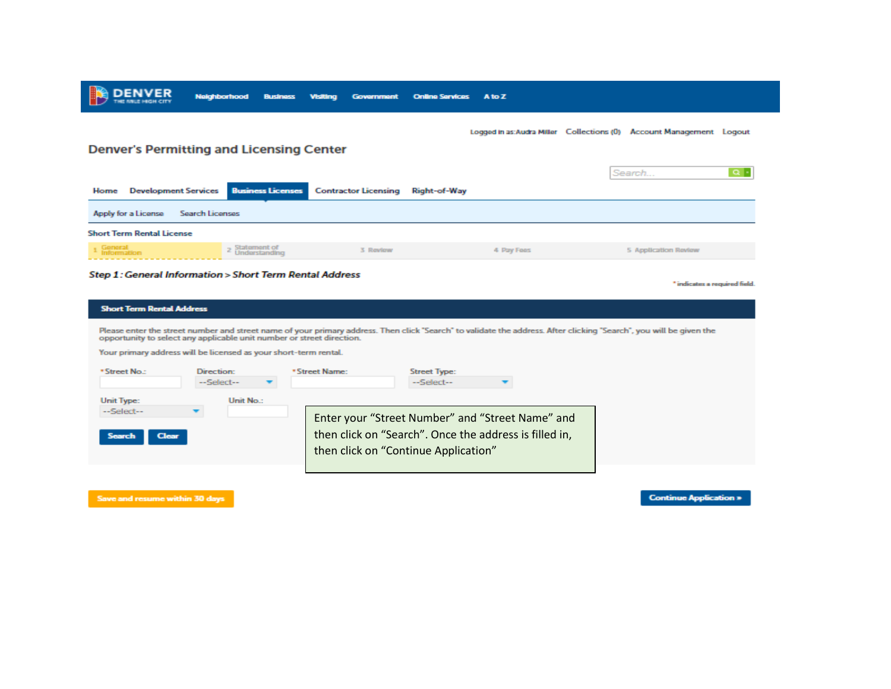DENVER THE MILE HIGH CITY | Neighborhood | Business | Visiting | Government | Online Services | A to Z

Logged in as: Audra Miller | Collections (0) | Account Management | Logout

## Denver's Permitting and Licensing Center

Search...

Home | Development Services | Business Licenses | Contractor Licensing | Right-of-Way

Apply for a License | Search Licenses

Short Term Rental License

1 General Information | 2 Statement of Understanding | 3 Review | 4 Pay Fees | 5 Application Review

***Step 1: General Information > Short Term Rental Address***

\* indicates a required field.

**Short Term Rental Address**

Please enter the street number and street name of your primary address. Then click "Search" to validate the address. After clicking "Search", you will be given the opportunity to select any applicable unit number or street direction.

Your primary address will be licensed as your short-term rental.

\*Street No.: | Direction: --Select-- | \*Street Name: | Street Type: --Select--

Unit Type: --Select-- | Unit No.:

Search | Clear

Enter your "Street Number" and "Street Name" and then click on "Search". Once the address is filled in, then click on "Continue Application"

Save and resume within 30 days

Continue Application »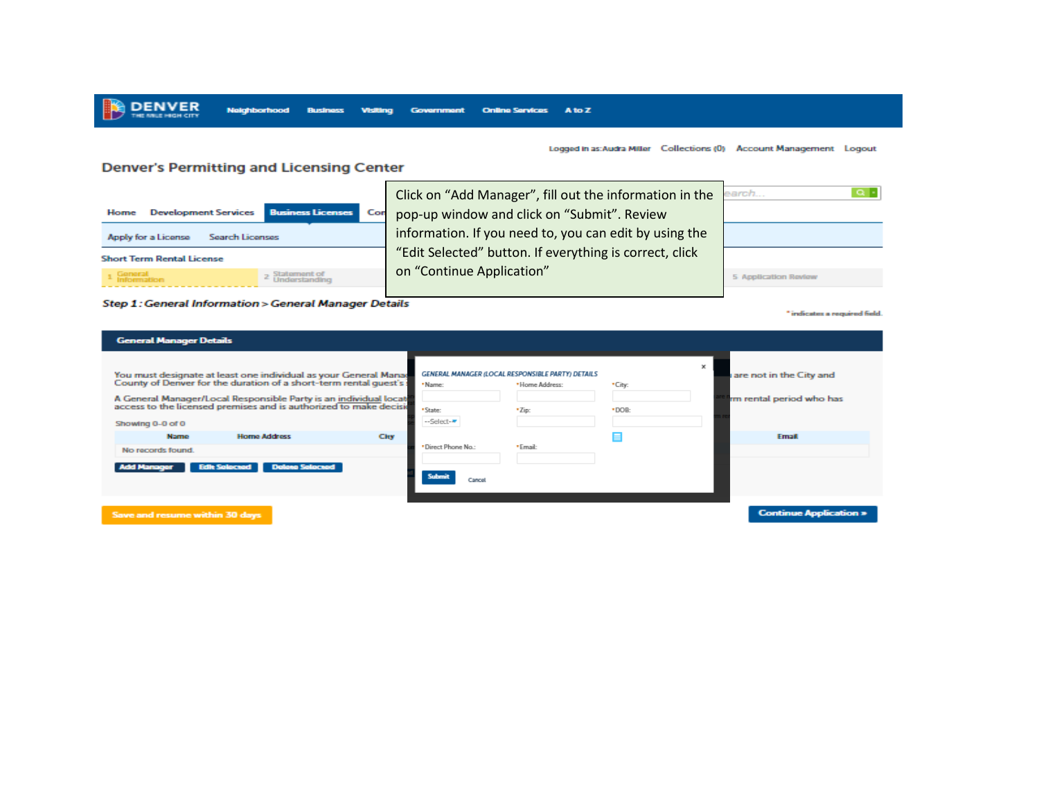Click on "Add Manager", fill out the information in the pop-up window and click on "Submit". Review information. If you need to, you can edit by using the "Edit Selected" button. If everything is correct, click on "Continue Application"

DENVER THE MILE HIGH CITY

Neighborhood Business Visiting Government Online Services A to Z

Logged in as: Audra Miller Collections (0) Account Management Logout

Denver's Permitting and Licensing Center

Home Development Services Business Licenses

Apply for a License Search Licenses

Short Term Rental License

1 General Information 2 Statement of Understanding 5 Application Review

*Step 1: General Information > General Manager Details*

* indicates a required field.

**General Manager Details**

You must designate at least one individual as your General Mana... are not in the City and County of Denver for the duration of a short-term rental guest's ...

A General Manager/Local Responsible Party is an individual locat... rm rental period who has access to the licensed premises and is authorized to make decisi...

Showing 0-0 of 0

| Name | Home Address | City | Email |
|---|---|---|---|
| No records found. | | | |

Add Manager | Edit Selected | Delete Selected

GENERAL MANAGER (LOCAL RESPONSIBLE PARTY) DETAILS

*Name: | *Home Address: | *City:

*State: --Select-- | *Zip: | *DOB:

*Direct Phone No.: | *Email:

Submit Cancel

Save and resume within 30 days

Continue Application »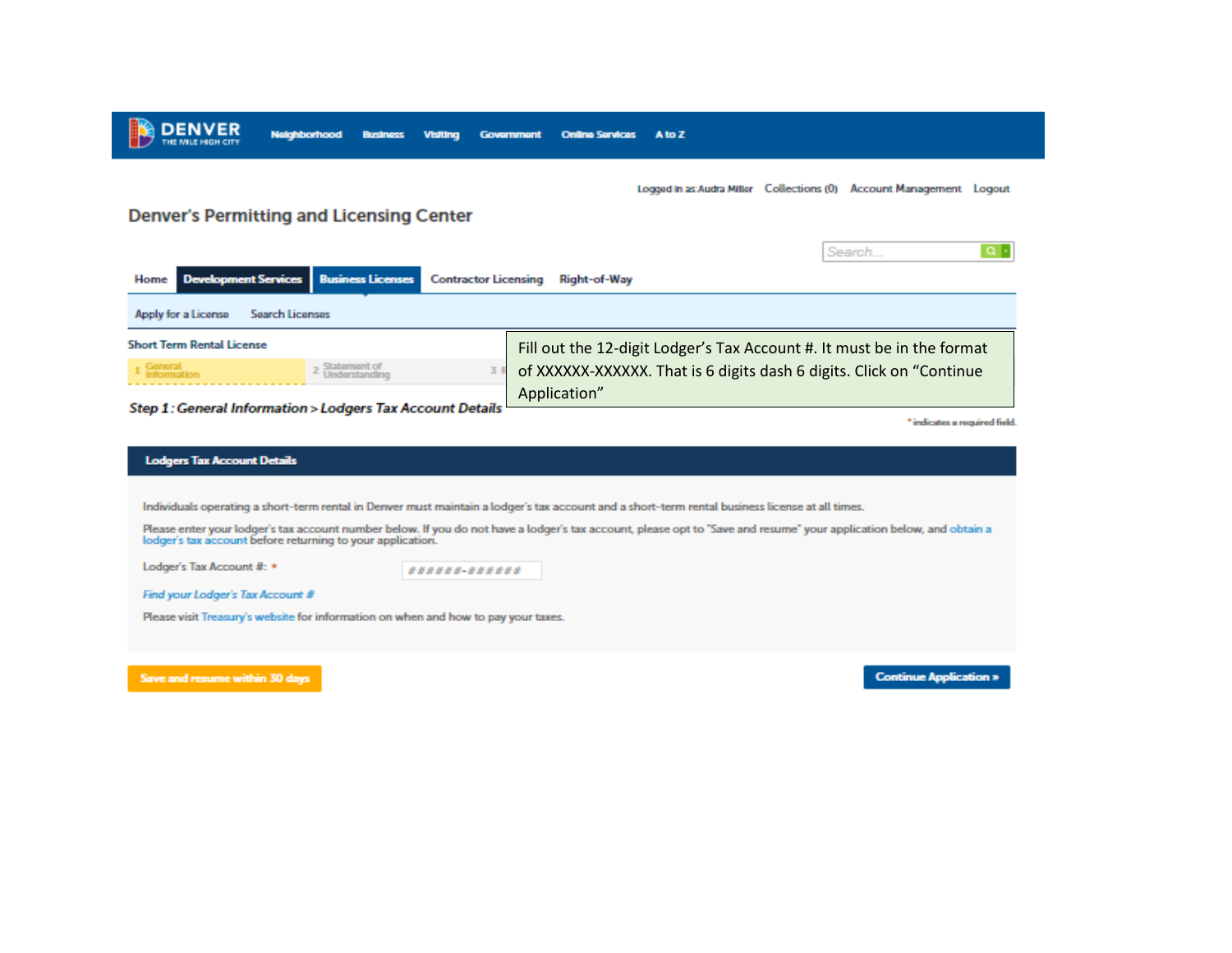DENVER THE MILE HIGH CITY

Neighborhood Business Visiting Government Online Services A to Z

Logged in as: Audra Miller Collections (0) Account Management Logout

Denver's Permitting and Licensing Center

Search...

Home | Development Services | Business Licenses | Contractor Licensing | Right-of-Way

Apply for a License Search Licenses

Short Term Rental License

1 General Information 2 Statement of Understanding 3

Fill out the 12-digit Lodger's Tax Account #. It must be in the format of XXXXXX-XXXXXX. That is 6 digits dash 6 digits. Click on "Continue Application"

*Step 1: General Information > Lodgers Tax Account Details*

\* indicates a required field.

**Lodgers Tax Account Details**

Individuals operating a short-term rental in Denver must maintain a lodger's tax account and a short-term rental business license at all times.

Please enter your lodger's tax account number below. If you do not have a lodger's tax account, please opt to "Save and resume" your application below, and obtain a lodger's tax account before returning to your application.

Lodger's Tax Account #: * ######-######

*Find your Lodger's Tax Account #*

Please visit Treasury's website for information on when and how to pay your taxes.

Save and resume within 30 days

Continue Application »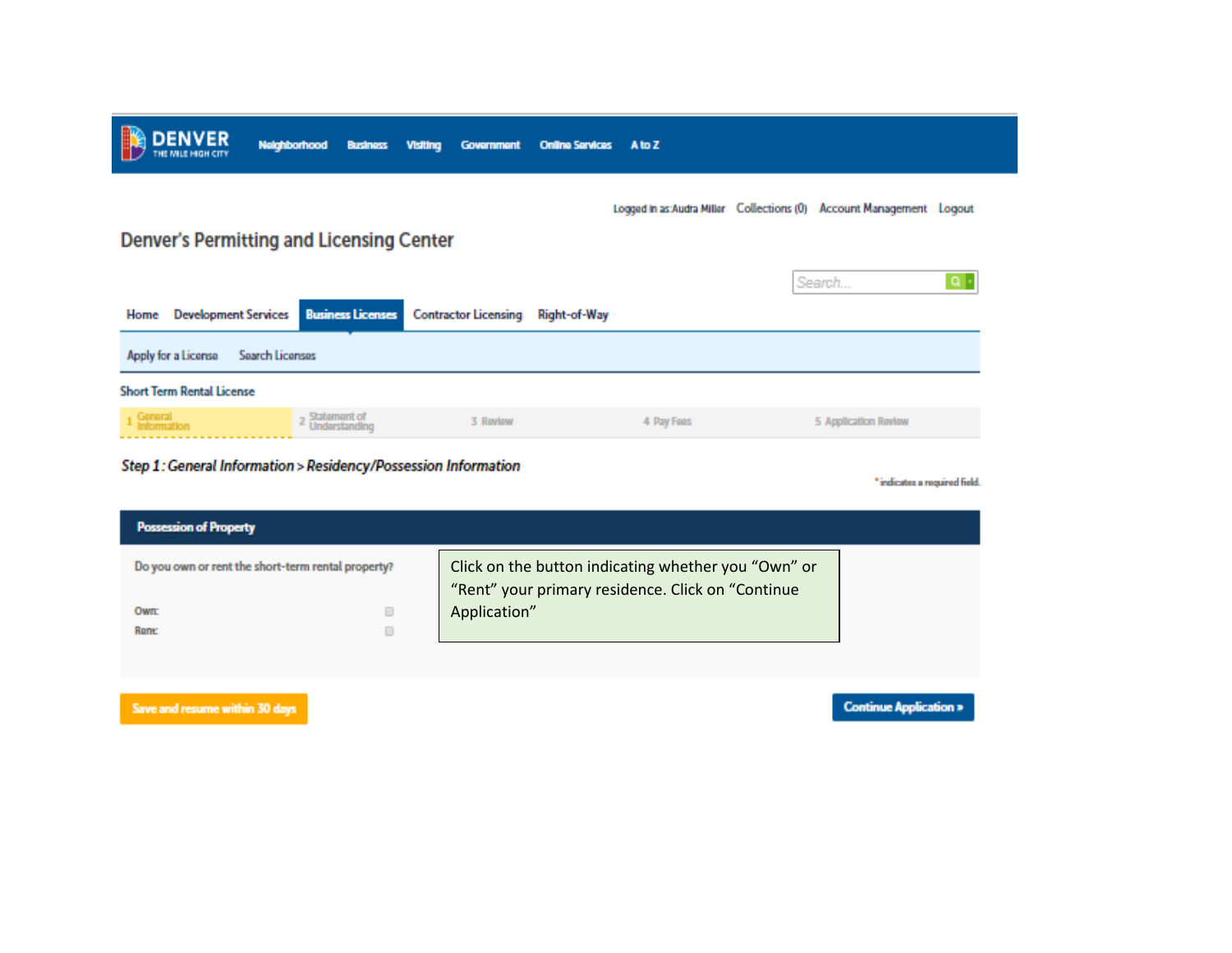DENVER THE MILE HIGH CITY

Neighborhood Business Visiting Government Online Services A to Z

Logged in as: Audra Miller Collections (0) Account Management Logout

## Denver's Permitting and Licensing Center

Search...

Home Development Services Business Licenses Contractor Licensing Right-of-Way

Apply for a License Search Licenses

Short Term Rental License

1 General Information 2 Statement of Understanding 3 Review 4 Pay Fees 5 Application Review

*Step 1 : General Information > Residency/Possession Information*

* indicates a required field.

**Possession of Property**

Do you own or rent the short-term rental property?

Own:

Rent:

Click on the button indicating whether you "Own" or "Rent" your primary residence. Click on "Continue Application"

Save and resume within 30 days

Continue Application »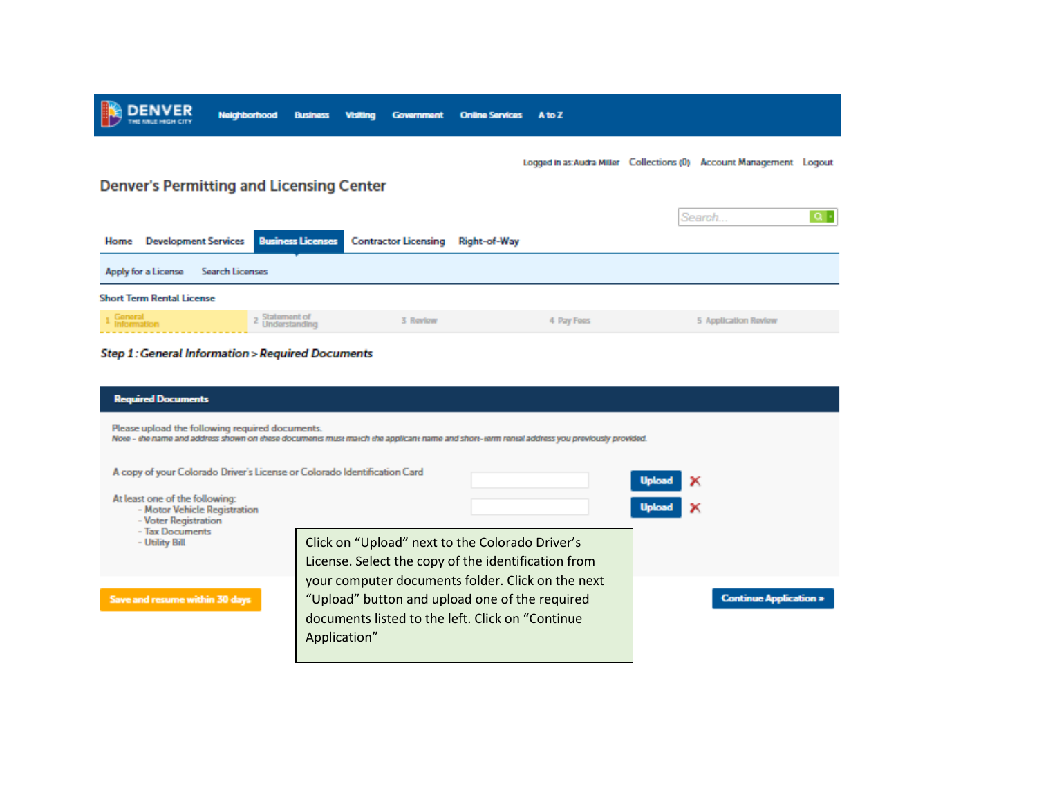DENVER THE MILE HIGH CITY

Neighborhood | Business | Visiting | Government | Online Services | A to Z

Logged in as: Audra Miller | Collections (0) | Account Management | Logout

## Denver's Permitting and Licensing Center

Search...

Home | Development Services | **Business Licenses** | Contractor Licensing | Right-of-Way

Apply for a License | Search Licenses

Short Term Rental License

1 General Information | 2 Statement of Understanding | 3 Review | 4 Pay Fees | 5 Application Review

***Step 1 : General Information > Required Documents***

**Required Documents**

Please upload the following required documents.

*Note - the name and address shown on these documents must match the applicant name and short-term rental address you previously provided.*

A copy of your Colorado Driver's License or Colorado Identification Card — **Upload** ✕

At least one of the following: — **Upload** ✕
- Motor Vehicle Registration
- Voter Registration
- Tax Documents
- Utility Bill

**Save and resume within 30 days**

**Continue Application »**

Click on "Upload" next to the Colorado Driver's License. Select the copy of the identification from your computer documents folder. Click on the next "Upload" button and upload one of the required documents listed to the left. Click on "Continue Application"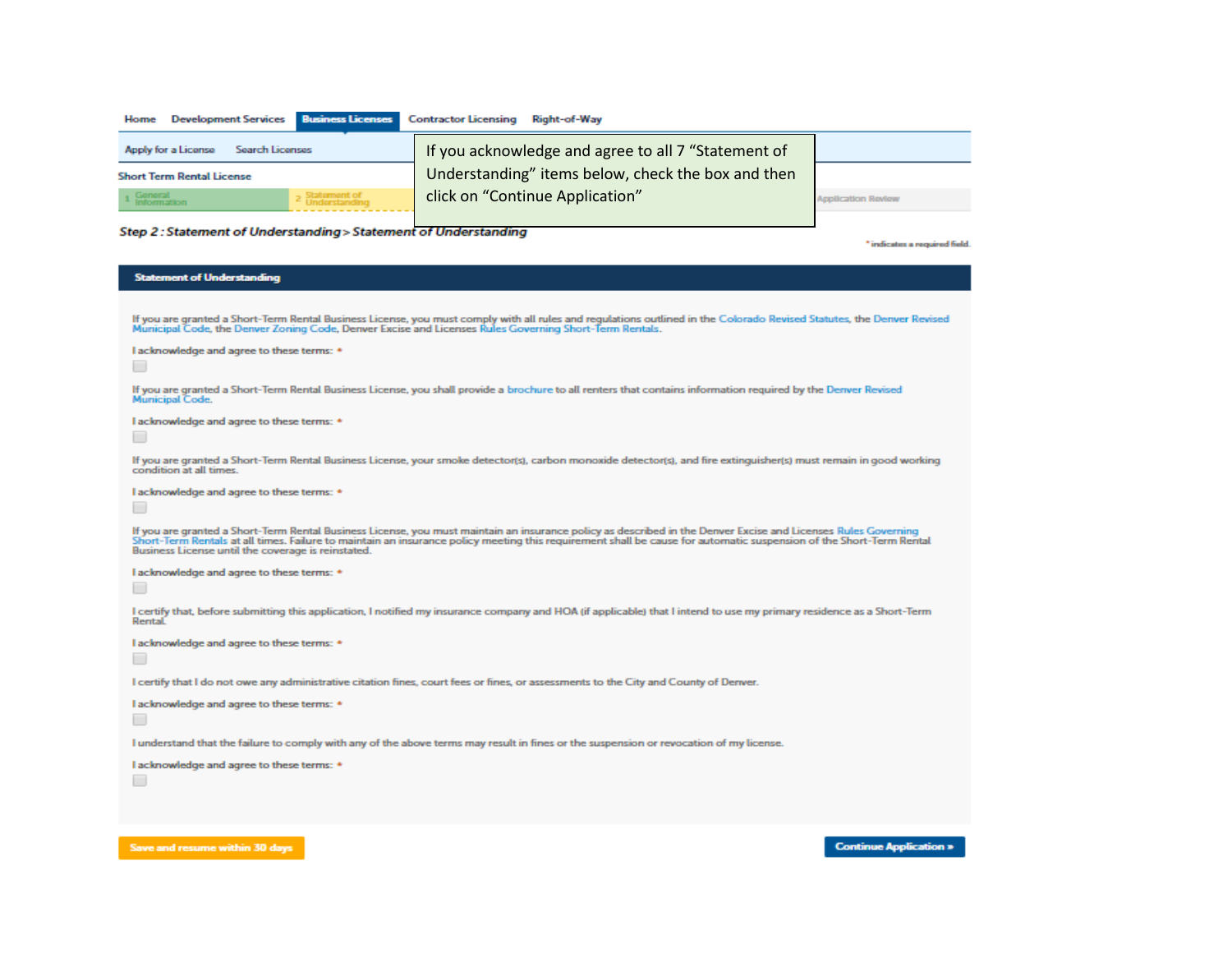Home | Development Services | Business Licenses | Contractor Licensing | Right-of-Way

Apply for a License | Search Licenses

Short Term Rental License

1 General Information | 2 Statement of Understanding | Application Review

> If you acknowledge and agree to all 7 "Statement of Understanding" items below, check the box and then click on "Continue Application"

**Step 2 : Statement of Understanding > Statement of Understanding**

* indicates a required field.

**Statement of Understanding**

If you are granted a Short-Term Rental Business License, you must comply with all rules and regulations outlined in the Colorado Revised Statutes, the Denver Revised Municipal Code, the Denver Zoning Code, Denver Excise and Licenses Rules Governing Short-Term Rentals.

I acknowledge and agree to these terms: *

☐

If you are granted a Short-Term Rental Business License, you shall provide a brochure to all renters that contains information required by the Denver Revised Municipal Code.

I acknowledge and agree to these terms: *

☐

If you are granted a Short-Term Rental Business License, your smoke detector(s), carbon monoxide detector(s), and fire extinguisher(s) must remain in good working condition at all times.

I acknowledge and agree to these terms: *

☐

If you are granted a Short-Term Rental Business License, you must maintain an insurance policy as described in the Denver Excise and Licenses Rules Governing Short-Term Rentals at all times. Failure to maintain an insurance policy meeting this requirement shall be cause for automatic suspension of the Short-Term Rental Business License until the coverage is reinstated.

I acknowledge and agree to these terms: *

☐

I certify that, before submitting this application, I notified my insurance company and HOA (if applicable) that I intend to use my primary residence as a Short-Term Rental.

I acknowledge and agree to these terms: *

☐

I certify that I do not owe any administrative citation fines, court fees or fines, or assessments to the City and County of Denver.

I acknowledge and agree to these terms: *

☐

I understand that the failure to comply with any of the above terms may result in fines or the suspension or revocation of my license.

I acknowledge and agree to these terms: *

☐

Save and resume within 30 days | Continue Application »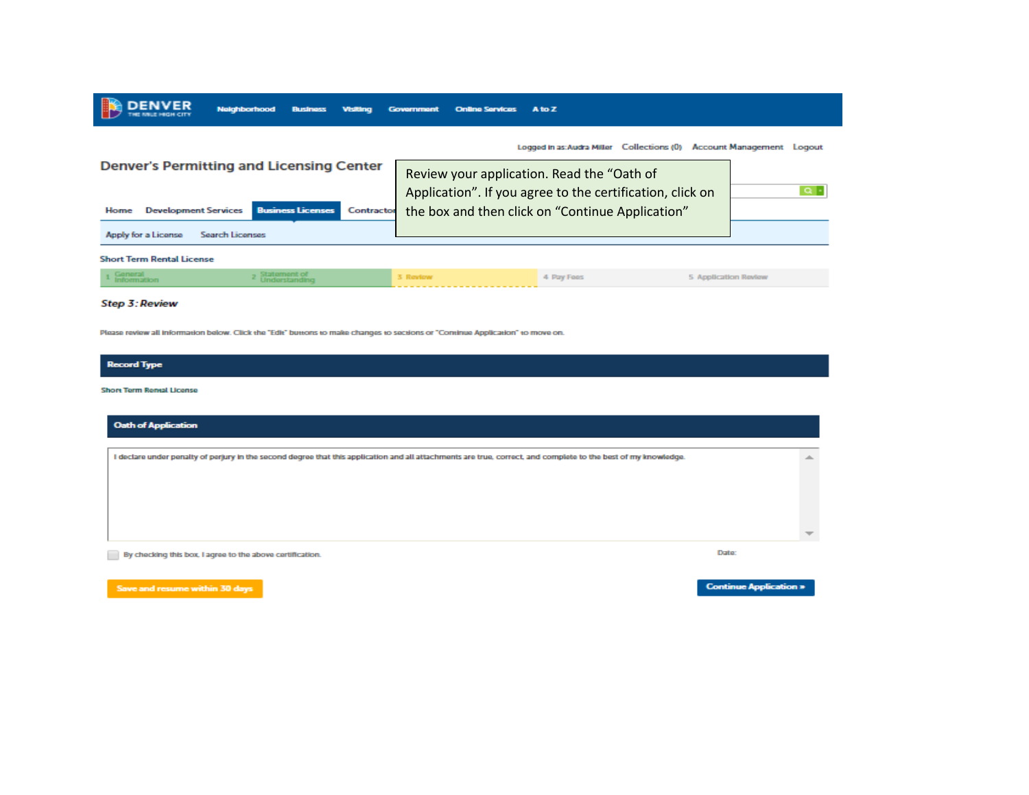Review your application. Read the "Oath of Application". If you agree to the certification, click on the box and then click on "Continue Application"

DENVER THE MILE HIGH CITY

Neighborhood Business Visiting Government Online Services A to Z

Logged in as: Audra Miller Collections (0) Account Management Logout

## Denver's Permitting and Licensing Center

Home Development Services Business Licenses Contractors

Apply for a License Search Licenses

Short Term Rental License

1 General Information | 2 Statement of Understanding | 3 Review | 4 Pay Fees | 5 Application Review

### Step 3: Review

Please review all information below. Click the "Edit" buttons to make changes to sections or "Continue Application" to move on.

**Record Type**

Short Term Rental License

**Oath of Application**

I declare under penalty of perjury in the second degree that this application and all attachments are true, correct, and complete to the best of my knowledge.

☐ By checking this box, I agree to the above certification. Date:

Save and resume within 30 days

Continue Application »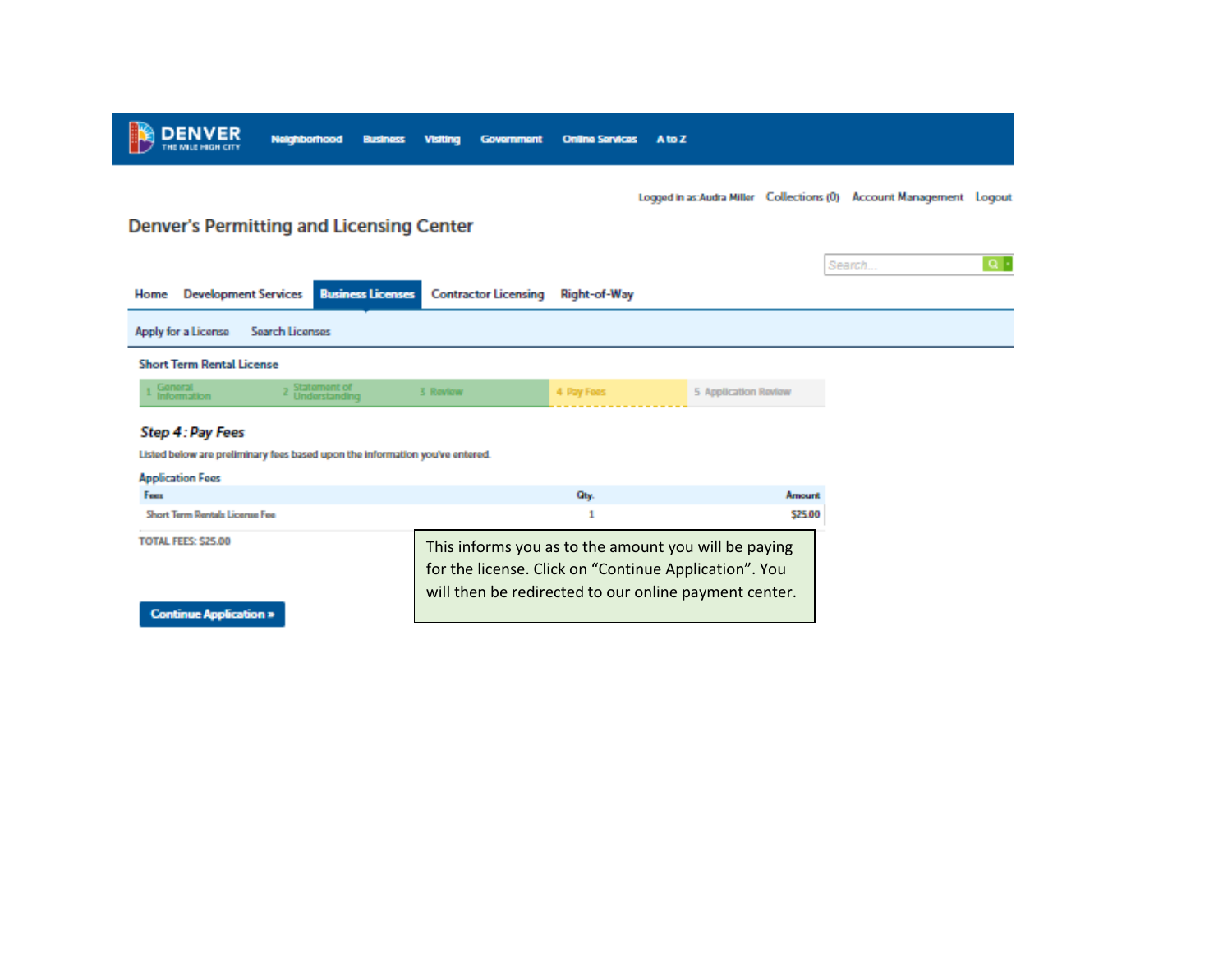DENVER THE MILE HIGH CITY

Neighborhood Business Visiting Government Online Services A to Z

Logged in as:Audra Miller Collections (0) Account Management Logout

## Denver's Permitting and Licensing Center

Search...

Home Development Services Business Licenses Contractor Licensing Right-of-Way

Apply for a License Search Licenses

Short Term Rental License

1 General Information 2 Statement of Understanding 3 Review 4 Pay Fees 5 Application Review

### *Step 4 : Pay Fees*

Listed below are preliminary fees based upon the information you've entered.

Application Fees

| Fees | Qty. | Amount |
|---|---|---|
| Short Term Rentals License Fee | 1 | $25.00 |

TOTAL FEES: $25.00

Continue Application »

This informs you as to the amount you will be paying for the license. Click on "Continue Application". You will then be redirected to our online payment center.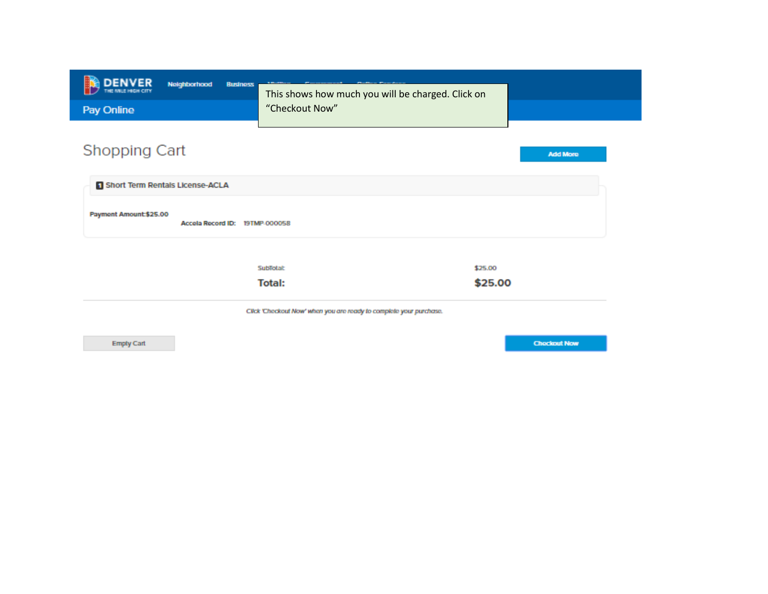DENVER
THE MILE HIGH CITY

Neighborhood Business

Pay Online

This shows how much you will be charged. Click on "Checkout Now"

## Shopping Cart

Add More

**1 Short Term Rentals License-ACLA**

**Payment Amount:$25.00**

**Accela Record ID:** 19TMP-000058

| | |
|---|---|
| SubTotal: | $25.00 |
| **Total:** | **$25.00** |

*Click 'Checkout Now' when you are ready to complete your purchase.*

Empty Cart

Checkout Now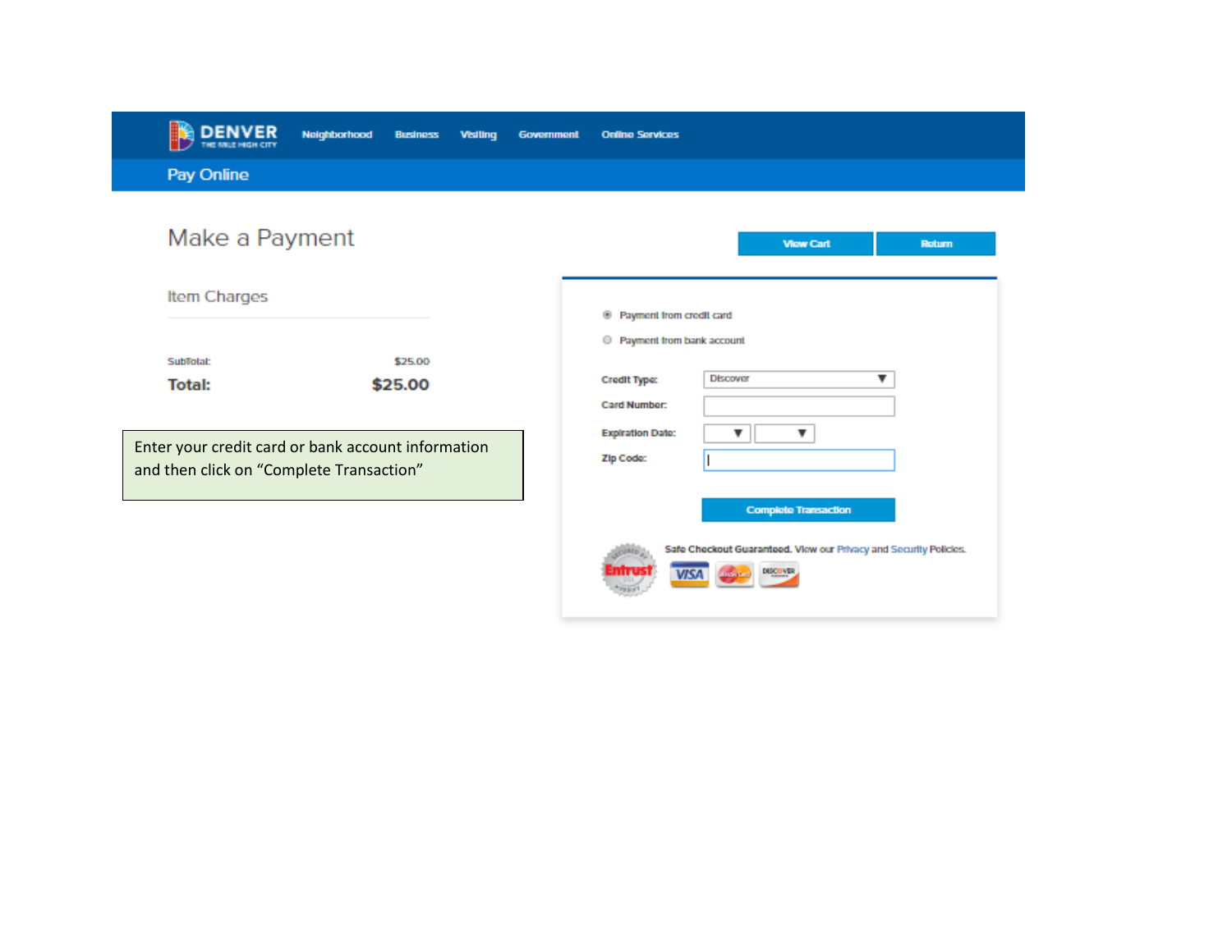DENVER THE MILE HIGH CITY | Neighborhood | Business | Visiting | Government | Online Services

Pay Online

# Make a Payment

View Cart | Return

## Item Charges

| | |
|---|---|
| SubTotal: | $25.00 |
| **Total:** | **$25.00** |

Enter your credit card or bank account information and then click on "Complete Transaction"

- Payment from credit card
- Payment from bank account

**Credit Type:** Discover

**Card Number:**

**Expiration Date:**

**Zip Code:**

Complete Transaction

**Safe Checkout Guaranteed.** View our Privacy and Security Policies.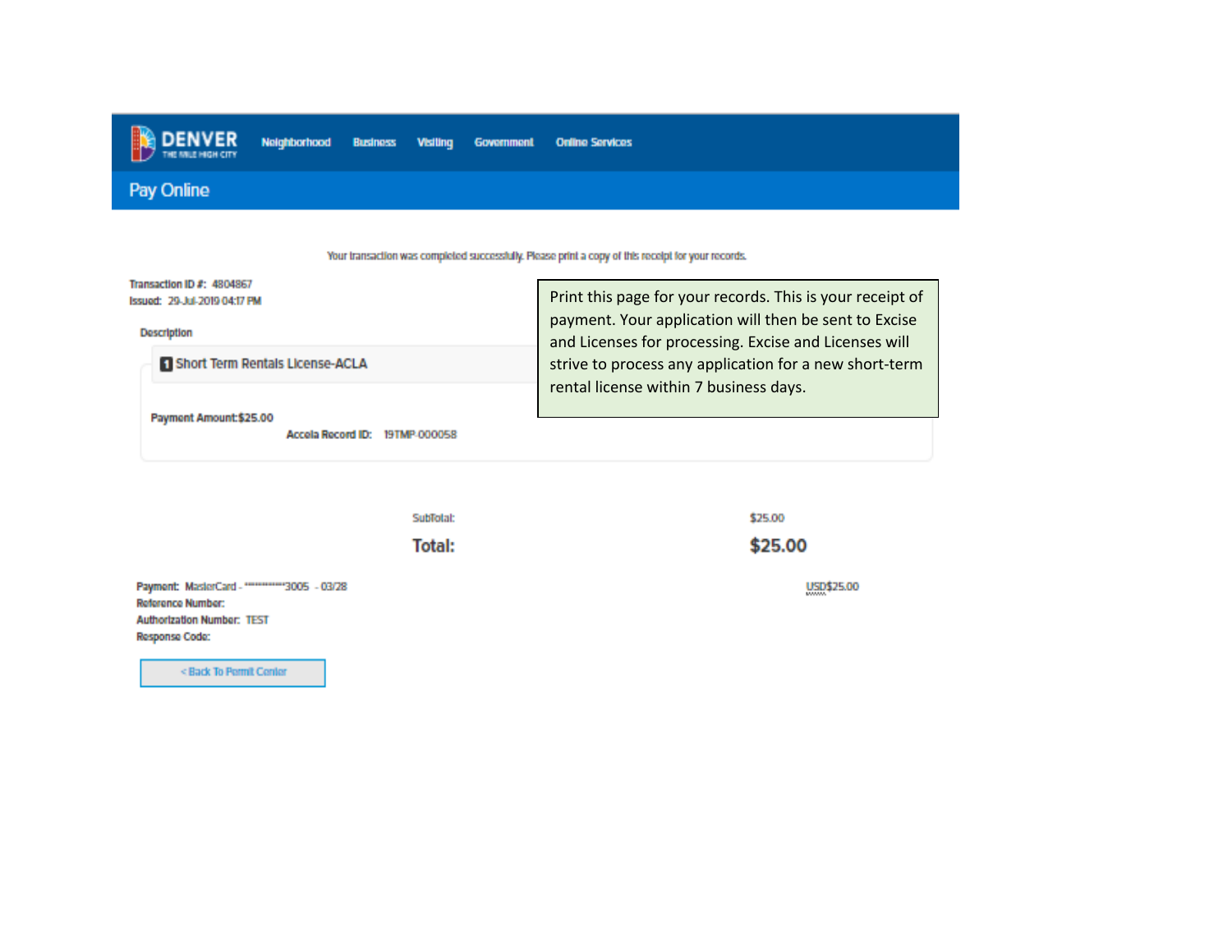DENVER
THE MILE HIGH CITY

Neighborhood Business Visiting Government Online Services

## Pay Online

Your transaction was completed successfully. Please print a copy of this receipt for your records.

**Transaction ID #:** 4804867
**Issued:** 29-Jul-2019 04:17 PM

Print this page for your records. This is your receipt of payment. Your application will then be sent to Excise and Licenses for processing. Excise and Licenses will strive to process any application for a new short-term rental license within 7 business days.

**Description**

1 Short Term Rentals License-ACLA

**Payment Amount:** $25.00
**Accela Record ID:** 19TMP-000058

SubTotal: $25.00

**Total: $25.00**

**Payment:** MasterCard - ************3005 - 03/28 USD$25.00
**Reference Number:**
**Authorization Number:** TEST
**Response Code:**

< Back To Permit Center